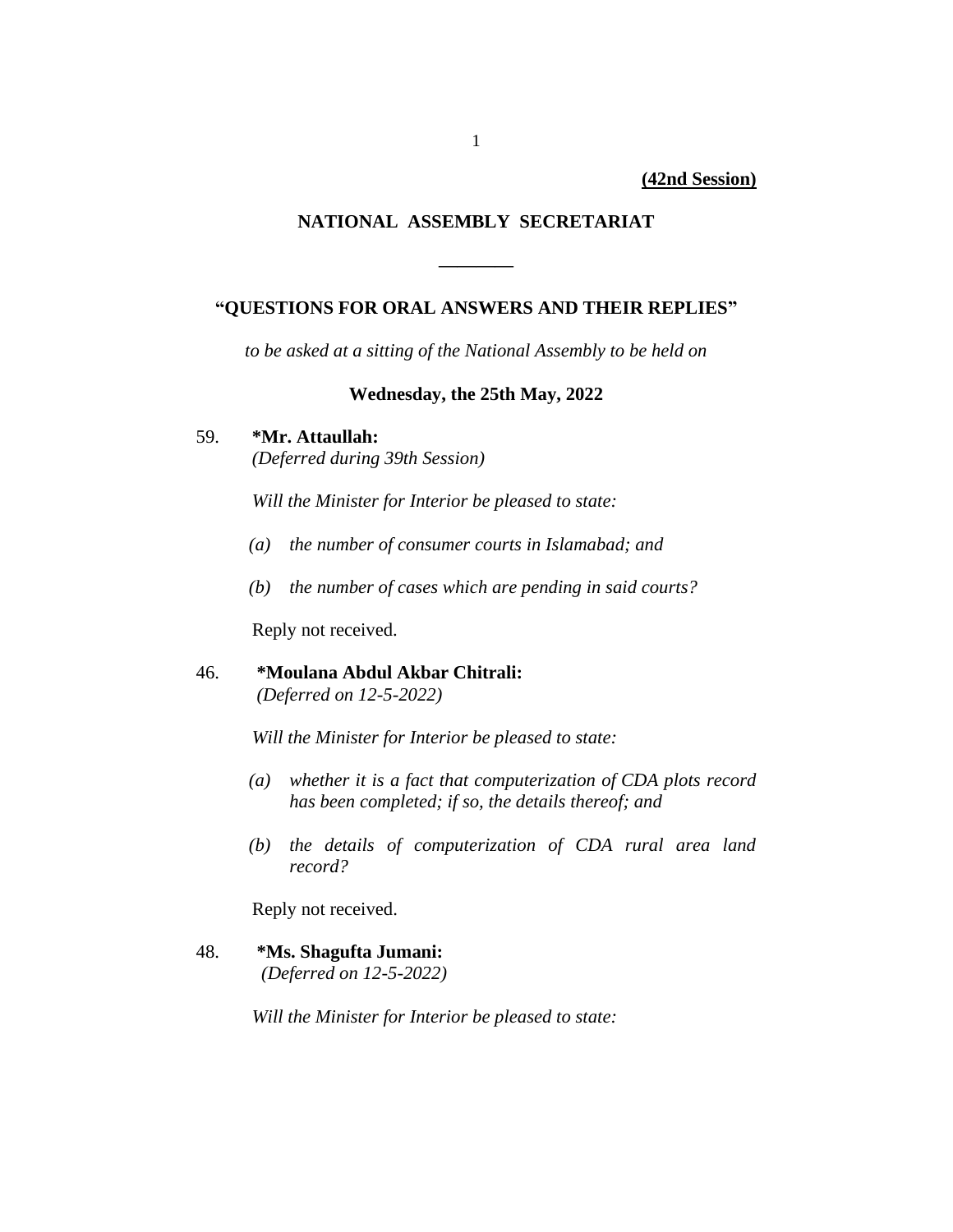**(42nd Session)**

## NATIONAL ASSEMBLY SECRETARIAT

---

### "QUESTIONS FOR ORAL ANSWERS AND THEIR REPLIES"

*to be asked at a sitting of the National Assembly to be held on*

**Wednesday, the 25th May, 2022**

59. **\*Mr. Attaullah:**
*(Deferred during 39th Session)*

*Will the Minister for Interior be pleased to state:*

*(a) the number of consumer courts in Islamabad; and*

*(b) the number of cases which are pending in said courts?*

Reply not received.

46. **\*Moulana Abdul Akbar Chitrali:**
*(Deferred on 12-5-2022)*

*Will the Minister for Interior be pleased to state:*

*(a) whether it is a fact that computerization of CDA plots record has been completed; if so, the details thereof; and*

*(b) the details of computerization of CDA rural area land record?*

Reply not received.

48. **\*Ms. Shagufta Jumani:**
*(Deferred on 12-5-2022)*

*Will the Minister for Interior be pleased to state:*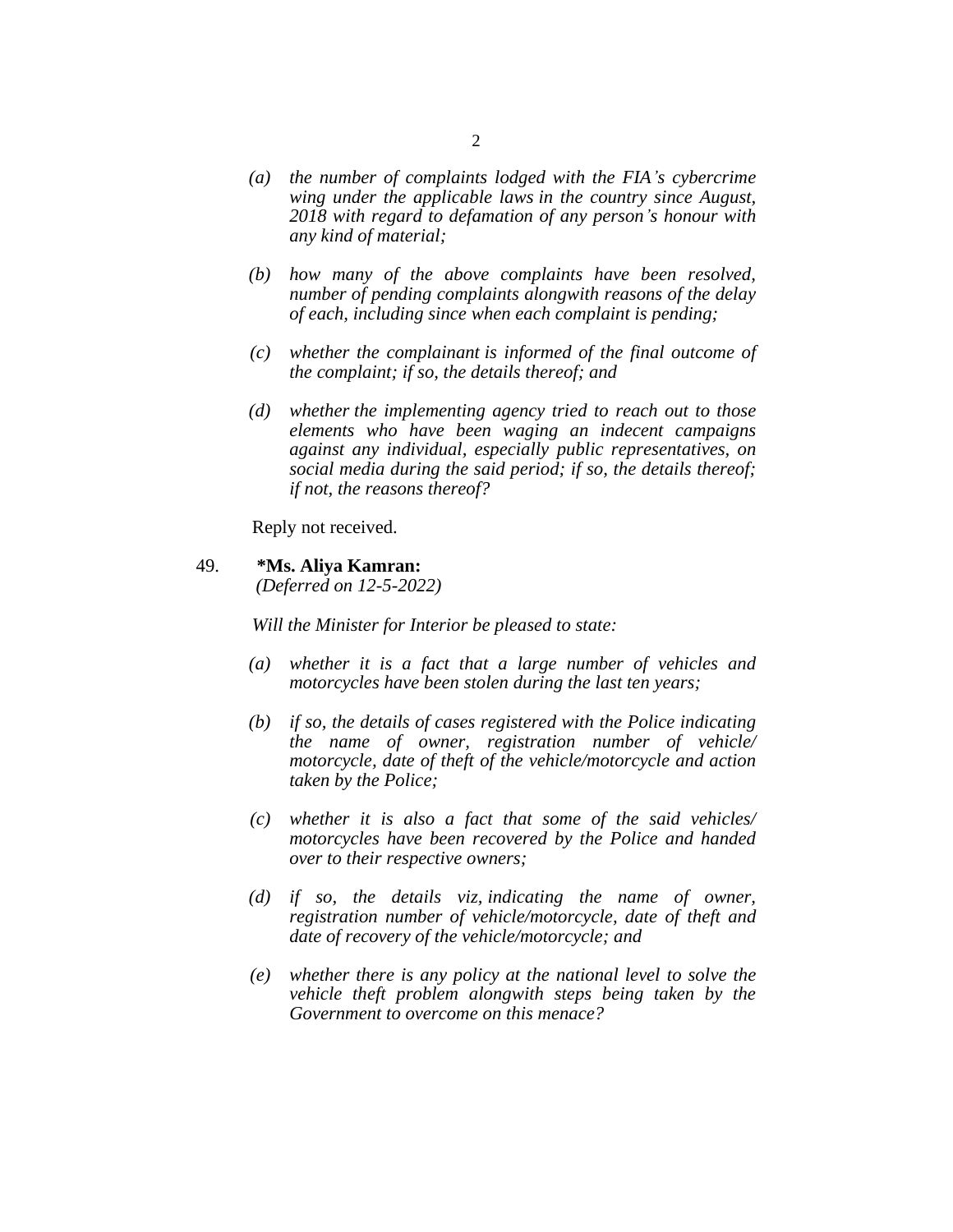*(a) the number of complaints lodged with the FIA's cybercrime wing under the applicable laws in the country since August, 2018 with regard to defamation of any person's honour with any kind of material;*

*(b) how many of the above complaints have been resolved, number of pending complaints alongwith reasons of the delay of each, including since when each complaint is pending;*

*(c) whether the complainant is informed of the final outcome of the complaint; if so, the details thereof; and*

*(d) whether the implementing agency tried to reach out to those elements who have been waging an indecent campaigns against any individual, especially public representatives, on social media during the said period; if so, the details thereof; if not, the reasons thereof?*

Reply not received.

49. **\*Ms. Aliya Kamran:**
*(Deferred on 12-5-2022)*

*Will the Minister for Interior be pleased to state:*

*(a) whether it is a fact that a large number of vehicles and motorcycles have been stolen during the last ten years;*

*(b) if so, the details of cases registered with the Police indicating the name of owner, registration number of vehicle/ motorcycle, date of theft of the vehicle/motorcycle and action taken by the Police;*

*(c) whether it is also a fact that some of the said vehicles/ motorcycles have been recovered by the Police and handed over to their respective owners;*

*(d) if so, the details viz, indicating the name of owner, registration number of vehicle/motorcycle, date of theft and date of recovery of the vehicle/motorcycle; and*

*(e) whether there is any policy at the national level to solve the vehicle theft problem alongwith steps being taken by the Government to overcome on this menace?*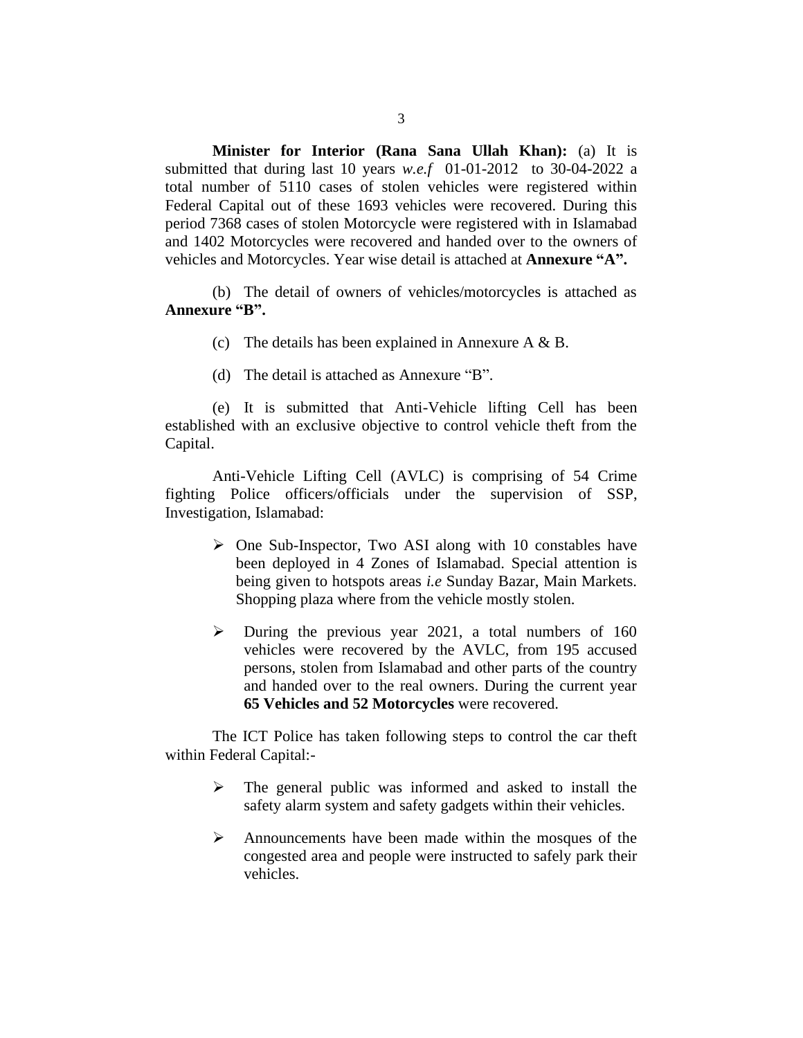**Minister for Interior (Rana Sana Ullah Khan):** (a) It is submitted that during last 10 years *w.e.f* 01-01-2012 to 30-04-2022 a total number of 5110 cases of stolen vehicles were registered within Federal Capital out of these 1693 vehicles were recovered. During this period 7368 cases of stolen Motorcycle were registered with in Islamabad and 1402 Motorcycles were recovered and handed over to the owners of vehicles and Motorcycles. Year wise detail is attached at **Annexure "A".**

(b) The detail of owners of vehicles/motorcycles is attached as **Annexure "B".**

(c) The details has been explained in Annexure A & B.

(d) The detail is attached as Annexure "B".

(e) It is submitted that Anti-Vehicle lifting Cell has been established with an exclusive objective to control vehicle theft from the Capital.

Anti-Vehicle Lifting Cell (AVLC) is comprising of 54 Crime fighting Police officers/officials under the supervision of SSP, Investigation, Islamabad:

- One Sub-Inspector, Two ASI along with 10 constables have been deployed in 4 Zones of Islamabad. Special attention is being given to hotspots areas *i.e* Sunday Bazar, Main Markets. Shopping plaza where from the vehicle mostly stolen.
- During the previous year 2021, a total numbers of 160 vehicles were recovered by the AVLC, from 195 accused persons, stolen from Islamabad and other parts of the country and handed over to the real owners. During the current year **65 Vehicles and 52 Motorcycles** were recovered.

The ICT Police has taken following steps to control the car theft within Federal Capital:-

- The general public was informed and asked to install the safety alarm system and safety gadgets within their vehicles.
- Announcements have been made within the mosques of the congested area and people were instructed to safely park their vehicles.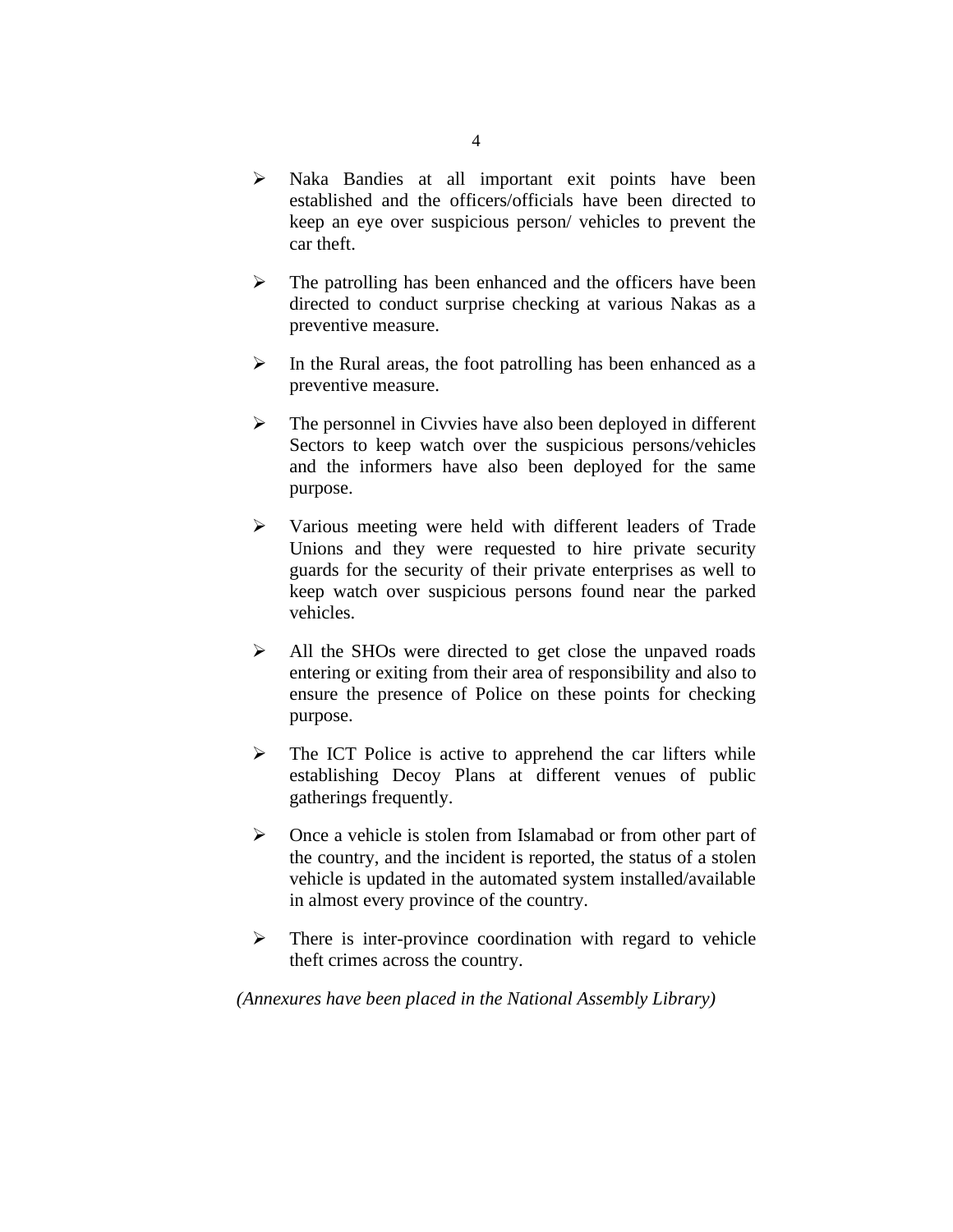- Naka Bandies at all important exit points have been established and the officers/officials have been directed to keep an eye over suspicious person/ vehicles to prevent the car theft.

- The patrolling has been enhanced and the officers have been directed to conduct surprise checking at various Nakas as a preventive measure.

- In the Rural areas, the foot patrolling has been enhanced as a preventive measure.

- The personnel in Civvies have also been deployed in different Sectors to keep watch over the suspicious persons/vehicles and the informers have also been deployed for the same purpose.

- Various meeting were held with different leaders of Trade Unions and they were requested to hire private security guards for the security of their private enterprises as well to keep watch over suspicious persons found near the parked vehicles.

- All the SHOs were directed to get close the unpaved roads entering or exiting from their area of responsibility and also to ensure the presence of Police on these points for checking purpose.

- The ICT Police is active to apprehend the car lifters while establishing Decoy Plans at different venues of public gatherings frequently.

- Once a vehicle is stolen from Islamabad or from other part of the country, and the incident is reported, the status of a stolen vehicle is updated in the automated system installed/available in almost every province of the country.

- There is inter-province coordination with regard to vehicle theft crimes across the country.

*(Annexures have been placed in the National Assembly Library)*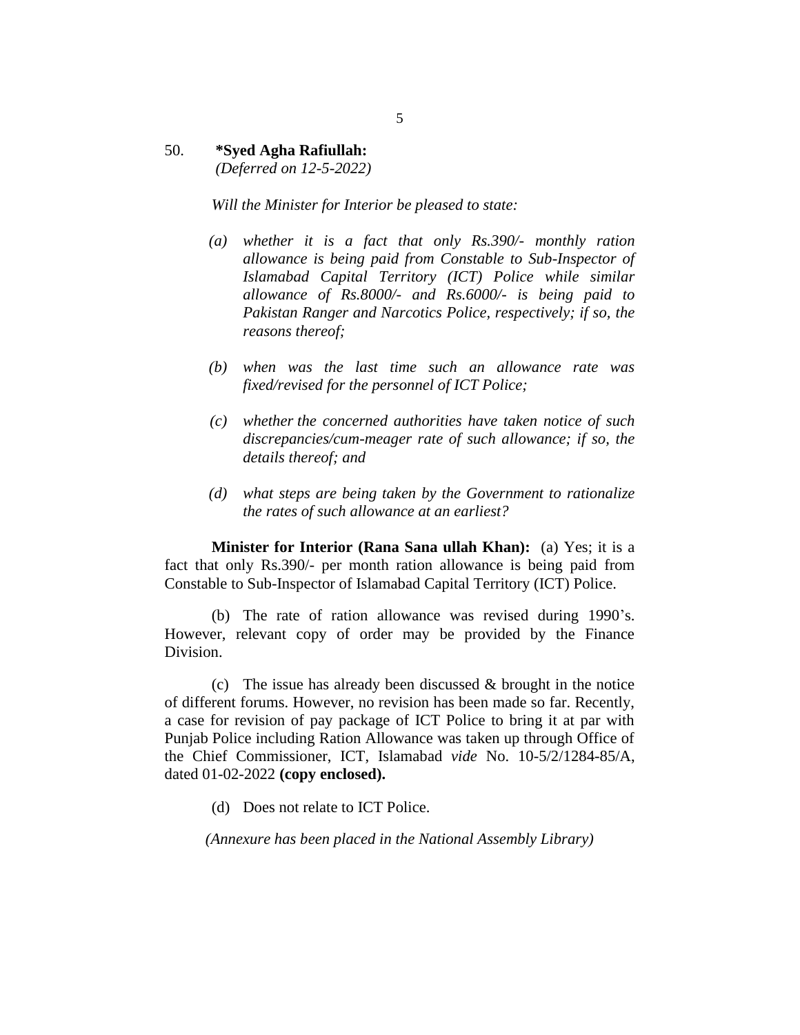50. **\*Syed Agha Rafiullah:**
*(Deferred on 12-5-2022)*

*Will the Minister for Interior be pleased to state:*

*(a) whether it is a fact that only Rs.390/- monthly ration allowance is being paid from Constable to Sub-Inspector of Islamabad Capital Territory (ICT) Police while similar allowance of Rs.8000/- and Rs.6000/- is being paid to Pakistan Ranger and Narcotics Police, respectively; if so, the reasons thereof;*

*(b) when was the last time such an allowance rate was fixed/revised for the personnel of ICT Police;*

*(c) whether the concerned authorities have taken notice of such discrepancies/cum-meager rate of such allowance; if so, the details thereof; and*

*(d) what steps are being taken by the Government to rationalize the rates of such allowance at an earliest?*

**Minister for Interior (Rana Sana ullah Khan):** (a) Yes; it is a fact that only Rs.390/- per month ration allowance is being paid from Constable to Sub-Inspector of Islamabad Capital Territory (ICT) Police.

(b) The rate of ration allowance was revised during 1990's. However, relevant copy of order may be provided by the Finance Division.

(c) The issue has already been discussed & brought in the notice of different forums. However, no revision has been made so far. Recently, a case for revision of pay package of ICT Police to bring it at par with Punjab Police including Ration Allowance was taken up through Office of the Chief Commissioner, ICT, Islamabad *vide* No. 10-5/2/1284-85/A, dated 01-02-2022 **(copy enclosed).**

(d) Does not relate to ICT Police.

*(Annexure has been placed in the National Assembly Library)*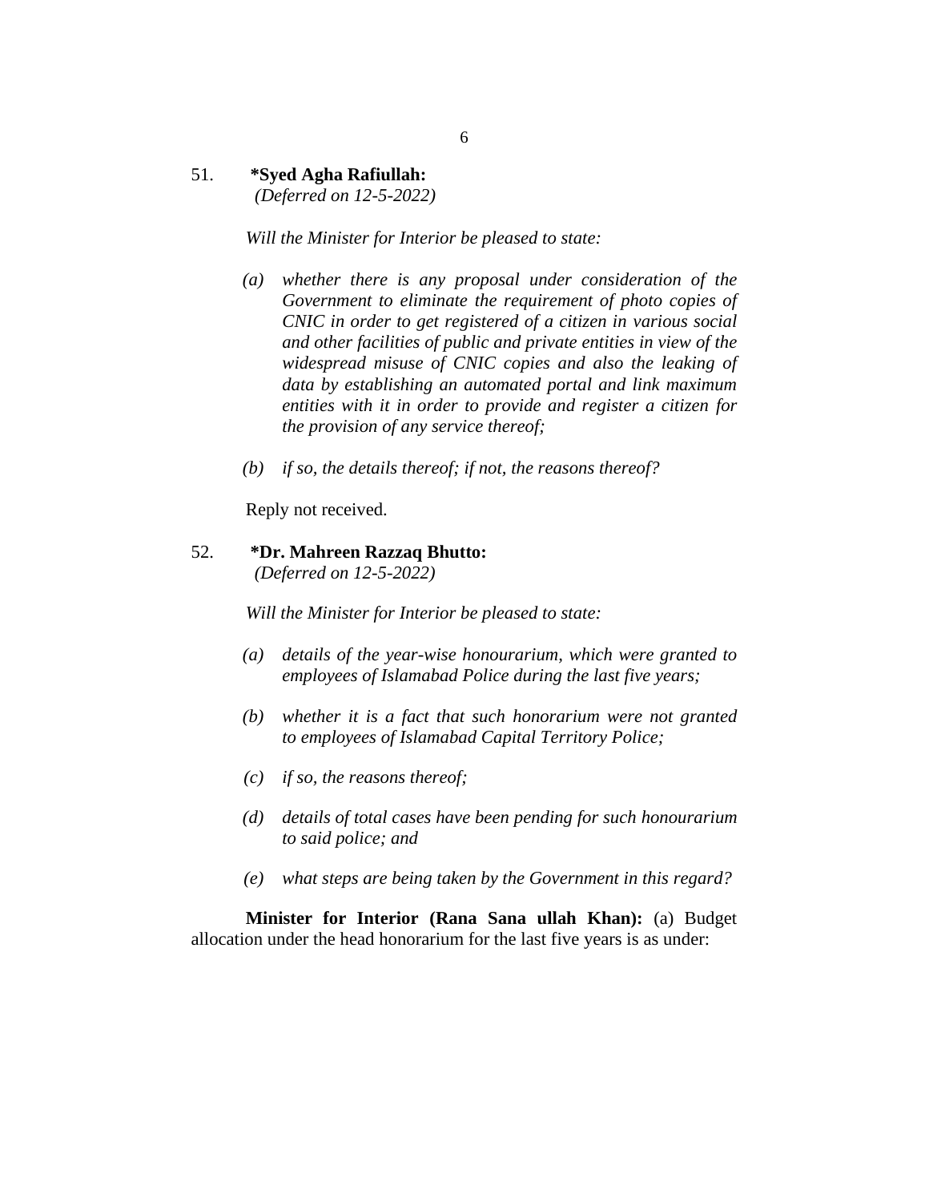51. **\*Syed Agha Rafiullah:**
*(Deferred on 12-5-2022)*

*Will the Minister for Interior be pleased to state:*

*(a) whether there is any proposal under consideration of the Government to eliminate the requirement of photo copies of CNIC in order to get registered of a citizen in various social and other facilities of public and private entities in view of the widespread misuse of CNIC copies and also the leaking of data by establishing an automated portal and link maximum entities with it in order to provide and register a citizen for the provision of any service thereof;*

*(b) if so, the details thereof; if not, the reasons thereof?*

Reply not received.

52. **\*Dr. Mahreen Razzaq Bhutto:**
*(Deferred on 12-5-2022)*

*Will the Minister for Interior be pleased to state:*

*(a) details of the year-wise honourarium, which were granted to employees of Islamabad Police during the last five years;*

*(b) whether it is a fact that such honorarium were not granted to employees of Islamabad Capital Territory Police;*

*(c) if so, the reasons thereof;*

*(d) details of total cases have been pending for such honourarium to said police; and*

*(e) what steps are being taken by the Government in this regard?*

**Minister for Interior (Rana Sana ullah Khan):** (a) Budget allocation under the head honorarium for the last five years is as under: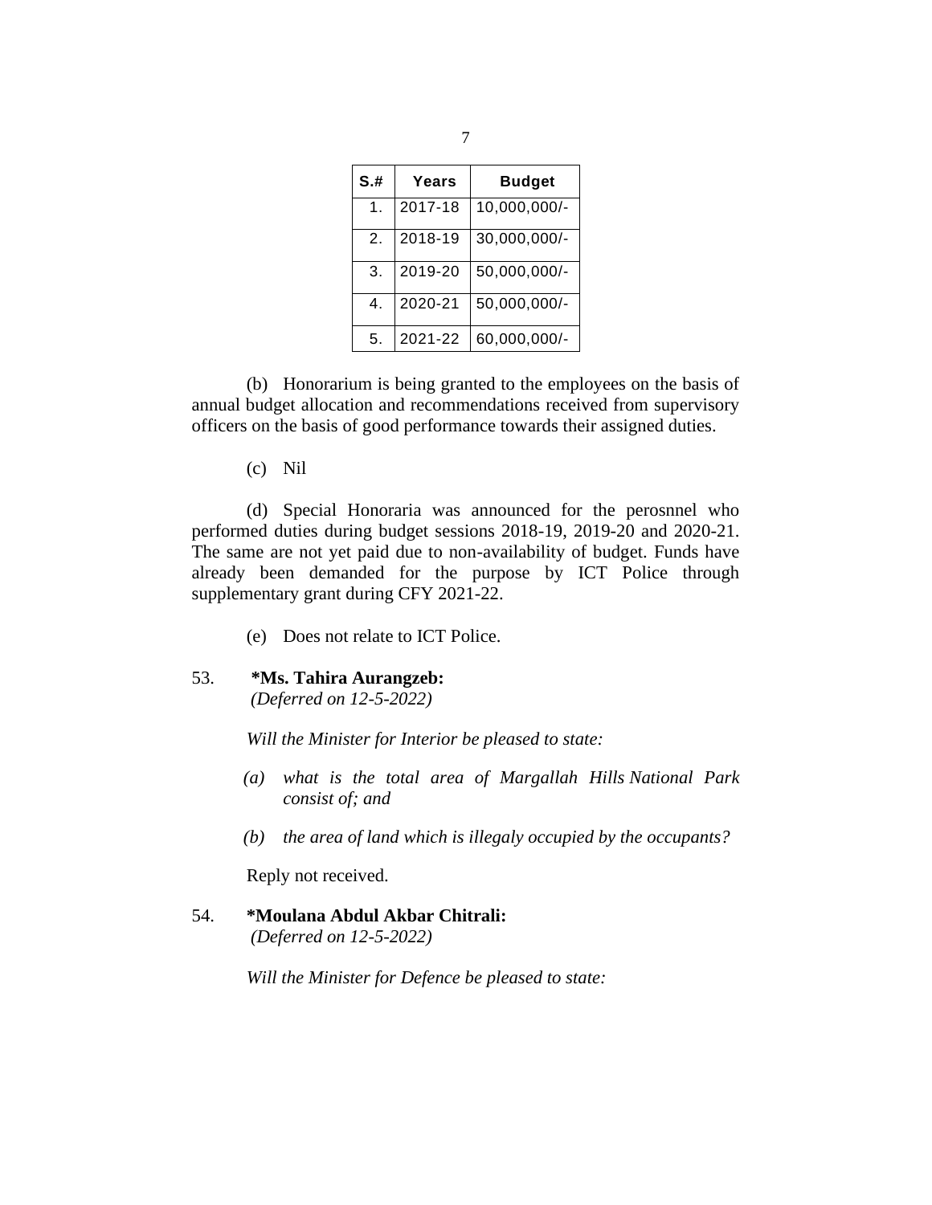| S.# | Years | Budget |
|---|---|---|
| 1. | 2017-18 | 10,000,000/- |
| 2. | 2018-19 | 30,000,000/- |
| 3. | 2019-20 | 50,000,000/- |
| 4. | 2020-21 | 50,000,000/- |
| 5. | 2021-22 | 60,000,000/- |

(b) Honorarium is being granted to the employees on the basis of annual budget allocation and recommendations received from supervisory officers on the basis of good performance towards their assigned duties.

(c) Nil

(d) Special Honoraria was announced for the perosnnel who performed duties during budget sessions 2018-19, 2019-20 and 2020-21. The same are not yet paid due to non-availability of budget. Funds have already been demanded for the purpose by ICT Police through supplementary grant during CFY 2021-22.

(e) Does not relate to ICT Police.

53. ***Ms. Tahira Aurangzeb:**
*(Deferred on 12-5-2022)*

*Will the Minister for Interior be pleased to state:*

*(a) what is the total area of Margallah Hills National Park consist of; and*

*(b) the area of land which is illegaly occupied by the occupants?*

Reply not received.

54. ***Moulana Abdul Akbar Chitrali:**
*(Deferred on 12-5-2022)*

*Will the Minister for Defence be pleased to state:*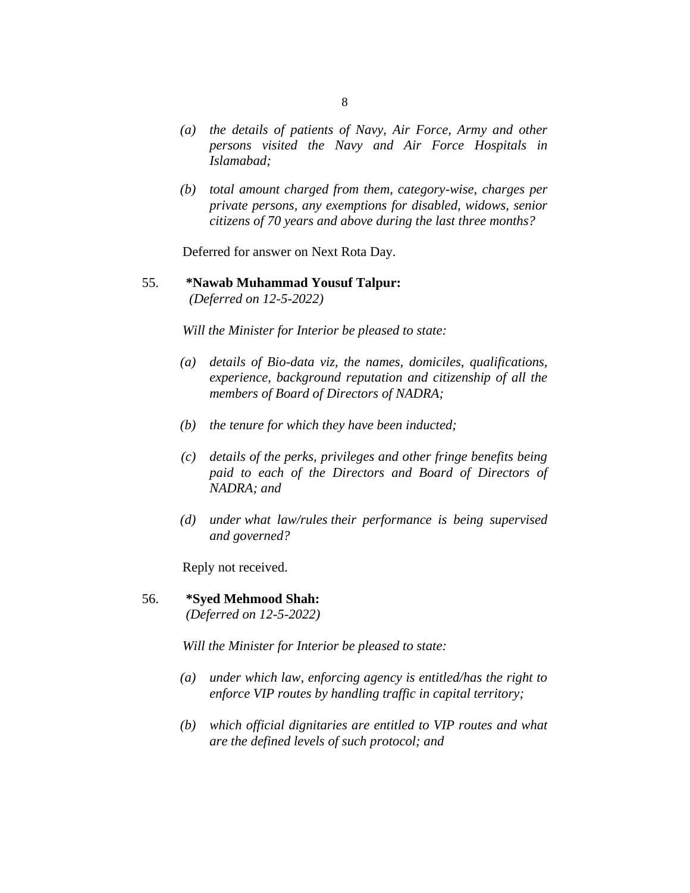*(a) the details of patients of Navy, Air Force, Army and other persons visited the Navy and Air Force Hospitals in Islamabad;*

*(b) total amount charged from them, category-wise, charges per private persons, any exemptions for disabled, widows, senior citizens of 70 years and above during the last three months?*

Deferred for answer on Next Rota Day.

55. **\*Nawab Muhammad Yousuf Talpur:**
*(Deferred on 12-5-2022)*

*Will the Minister for Interior be pleased to state:*

*(a) details of Bio-data viz, the names, domiciles, qualifications, experience, background reputation and citizenship of all the members of Board of Directors of NADRA;*

*(b) the tenure for which they have been inducted;*

*(c) details of the perks, privileges and other fringe benefits being paid to each of the Directors and Board of Directors of NADRA; and*

*(d) under what law/rules their performance is being supervised and governed?*

Reply not received.

56. **\*Syed Mehmood Shah:**
*(Deferred on 12-5-2022)*

*Will the Minister for Interior be pleased to state:*

*(a) under which law, enforcing agency is entitled/has the right to enforce VIP routes by handling traffic in capital territory;*

*(b) which official dignitaries are entitled to VIP routes and what are the defined levels of such protocol; and*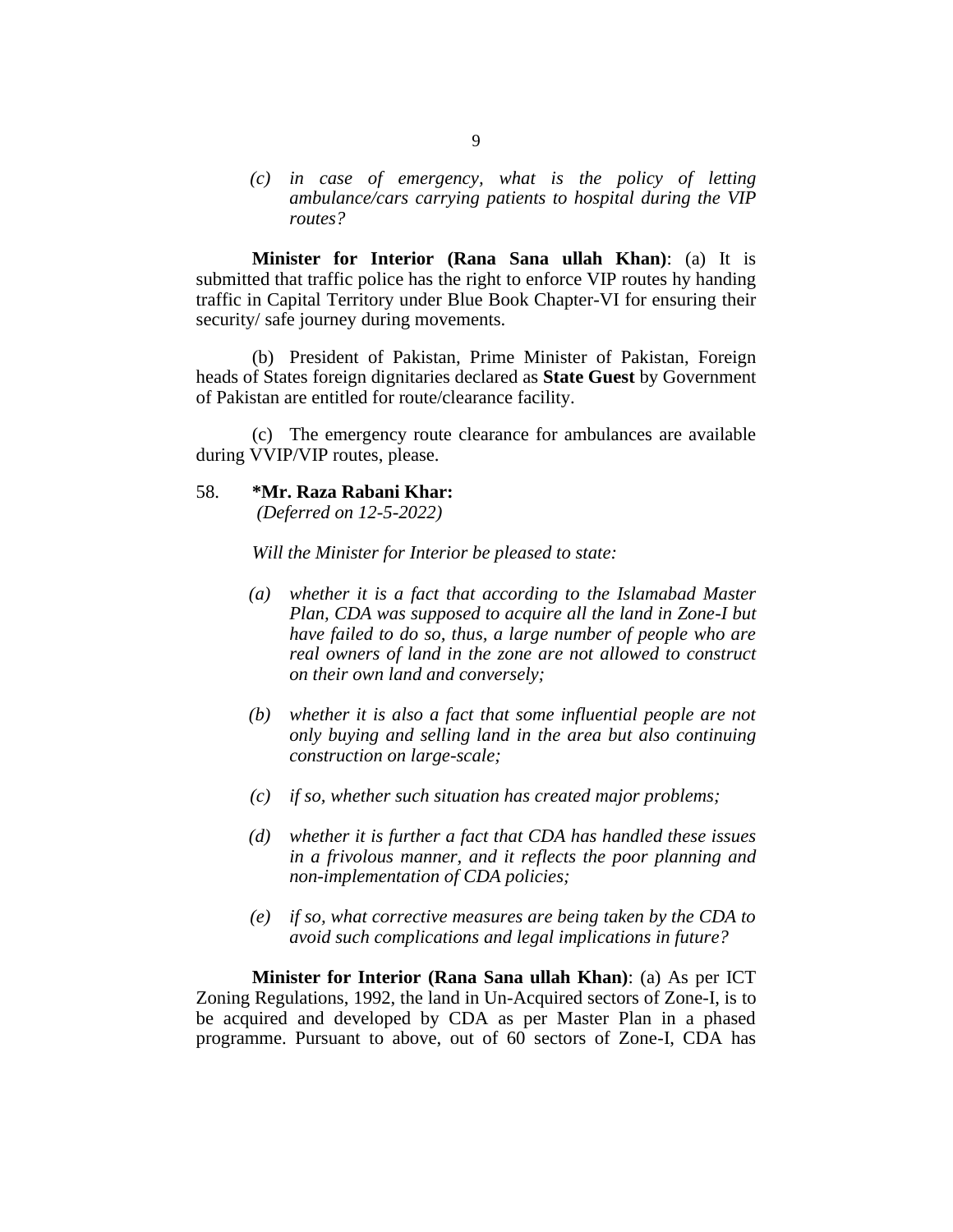*(c) in case of emergency, what is the policy of letting ambulance/cars carrying patients to hospital during the VIP routes?*

**Minister for Interior (Rana Sana ullah Khan)**: (a) It is submitted that traffic police has the right to enforce VIP routes hy handing traffic in Capital Territory under Blue Book Chapter-VI for ensuring their security/ safe journey during movements.

(b) President of Pakistan, Prime Minister of Pakistan, Foreign heads of States foreign dignitaries declared as **State Guest** by Government of Pakistan are entitled for route/clearance facility.

(c) The emergency route clearance for ambulances are available during VVIP/VIP routes, please.

58. **\*Mr. Raza Rabani Khar:**
*(Deferred on 12-5-2022)*

*Will the Minister for Interior be pleased to state:*

*(a) whether it is a fact that according to the Islamabad Master Plan, CDA was supposed to acquire all the land in Zone-I but have failed to do so, thus, a large number of people who are real owners of land in the zone are not allowed to construct on their own land and conversely;*

*(b) whether it is also a fact that some influential people are not only buying and selling land in the area but also continuing construction on large-scale;*

*(c) if so, whether such situation has created major problems;*

*(d) whether it is further a fact that CDA has handled these issues in a frivolous manner, and it reflects the poor planning and non-implementation of CDA policies;*

*(e) if so, what corrective measures are being taken by the CDA to avoid such complications and legal implications in future?*

**Minister for Interior (Rana Sana ullah Khan)**: (a) As per ICT Zoning Regulations, 1992, the land in Un-Acquired sectors of Zone-I, is to be acquired and developed by CDA as per Master Plan in a phased programme. Pursuant to above, out of 60 sectors of Zone-I, CDA has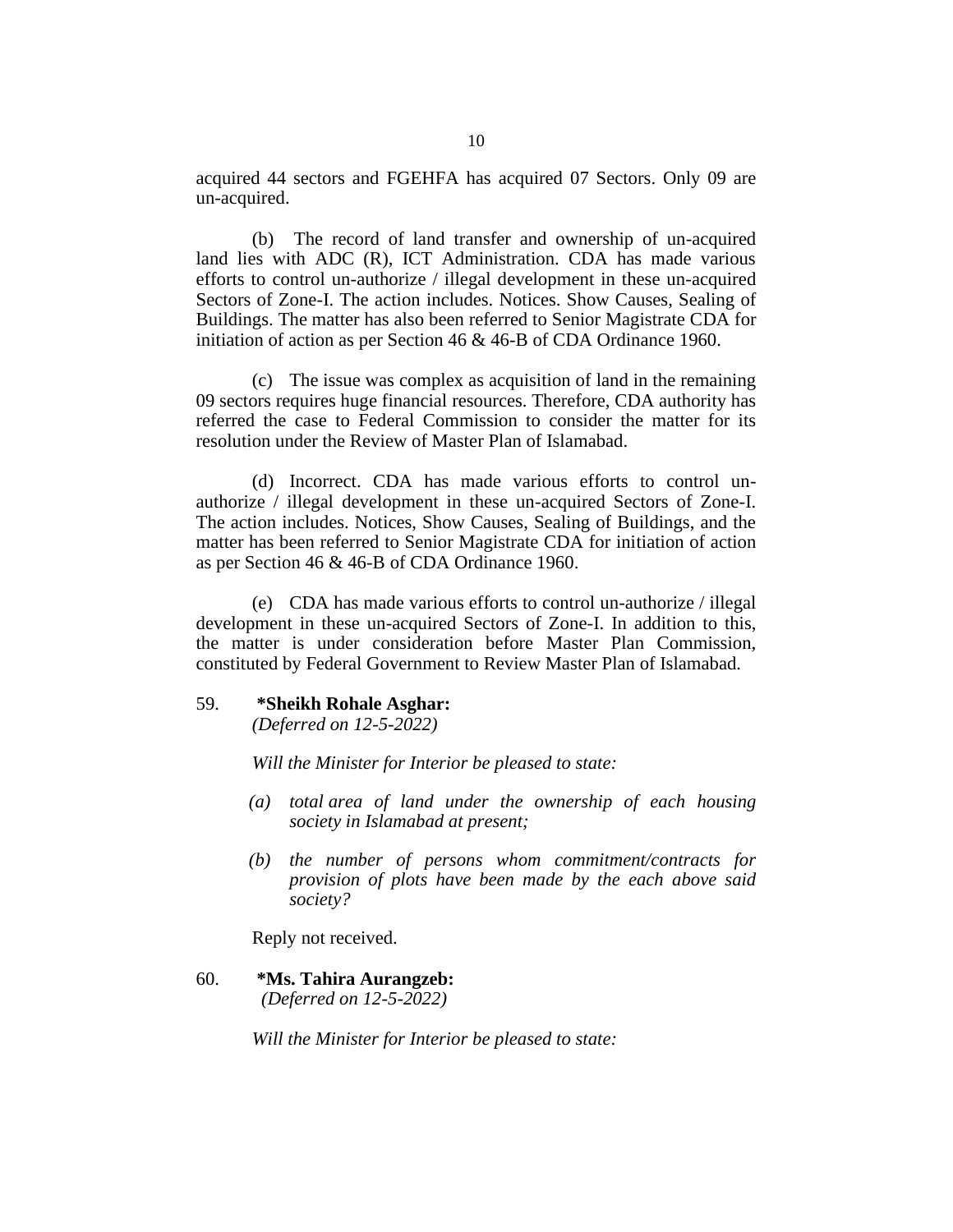acquired 44 sectors and FGEHFA has acquired 07 Sectors. Only 09 are un-acquired.

(b) The record of land transfer and ownership of un-acquired land lies with ADC (R), ICT Administration. CDA has made various efforts to control un-authorize / illegal development in these un-acquired Sectors of Zone-I. The action includes. Notices. Show Causes, Sealing of Buildings. The matter has also been referred to Senior Magistrate CDA for initiation of action as per Section 46 & 46-B of CDA Ordinance 1960.

(c) The issue was complex as acquisition of land in the remaining 09 sectors requires huge financial resources. Therefore, CDA authority has referred the case to Federal Commission to consider the matter for its resolution under the Review of Master Plan of Islamabad.

(d) Incorrect. CDA has made various efforts to control un-authorize / illegal development in these un-acquired Sectors of Zone-I. The action includes. Notices, Show Causes, Sealing of Buildings, and the matter has been referred to Senior Magistrate CDA for initiation of action as per Section 46 & 46-B of CDA Ordinance 1960.

(e) CDA has made various efforts to control un-authorize / illegal development in these un-acquired Sectors of Zone-I. In addition to this, the matter is under consideration before Master Plan Commission, constituted by Federal Government to Review Master Plan of Islamabad.

59. **\*Sheikh Rohale Asghar:**
*(Deferred on 12-5-2022)*

*Will the Minister for Interior be pleased to state:*

*(a) total area of land under the ownership of each housing society in Islamabad at present;*

*(b) the number of persons whom commitment/contracts for provision of plots have been made by the each above said society?*

Reply not received.

60. **\*Ms. Tahira Aurangzeb:**
*(Deferred on 12-5-2022)*

*Will the Minister for Interior be pleased to state:*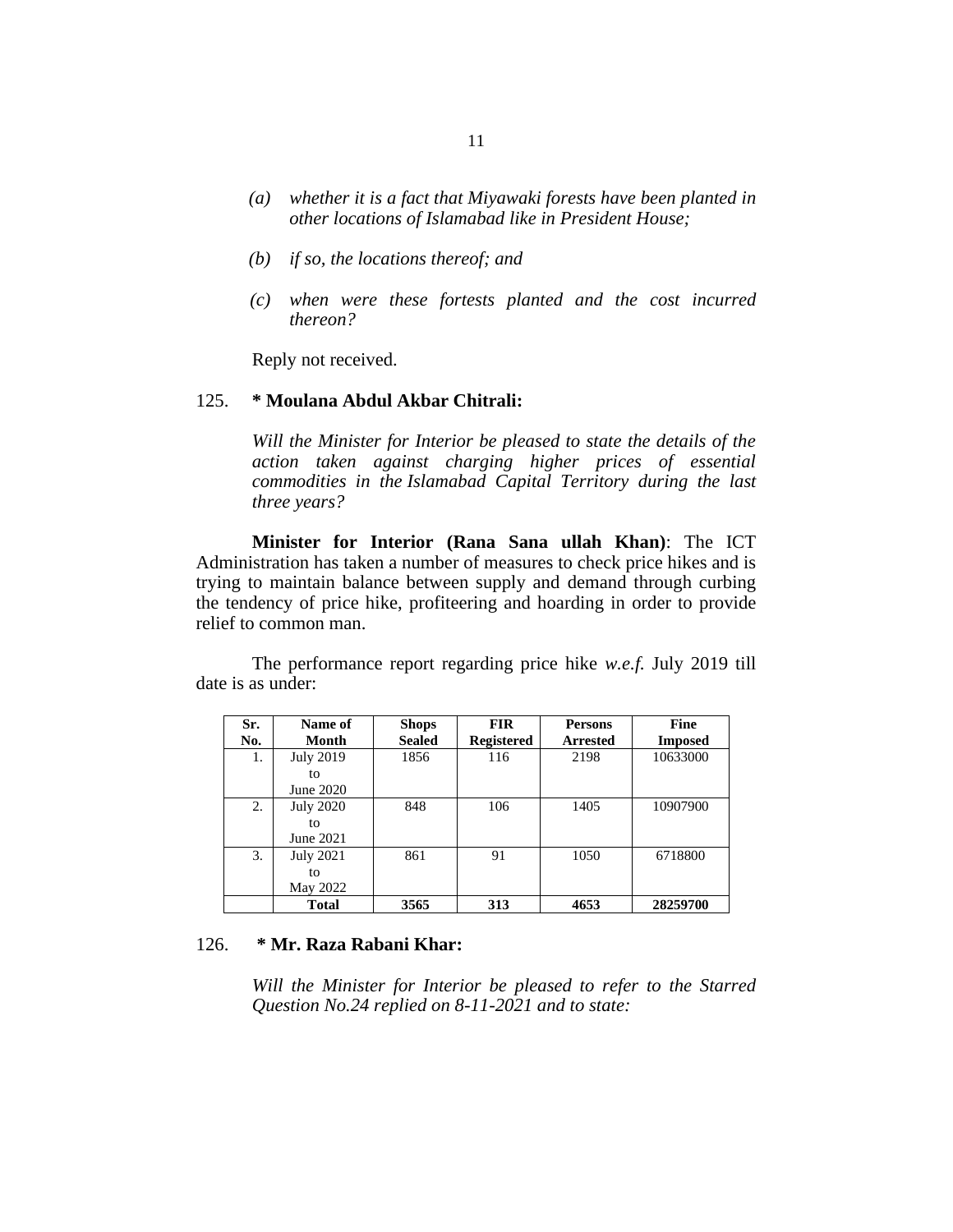(a) *whether it is a fact that Miyawaki forests have been planted in other locations of Islamabad like in President House;*

(b) *if so, the locations thereof; and*

(c) *when were these fortests planted and the cost incurred thereon?*

Reply not received.

125. **\* Moulana Abdul Akbar Chitrali:**

*Will the Minister for Interior be pleased to state the details of the action taken against charging higher prices of essential commodities in the Islamabad Capital Territory during the last three years?*

**Minister for Interior (Rana Sana ullah Khan)**: The ICT Administration has taken a number of measures to check price hikes and is trying to maintain balance between supply and demand through curbing the tendency of price hike, profiteering and hoarding in order to provide relief to common man.

The performance report regarding price hike *w.e.f.* July 2019 till date is as under:

| Sr. No. | Name of Month | Shops Sealed | FIR Registered | Persons Arrested | Fine Imposed |
|---|---|---|---|---|---|
| 1. | July 2019 to June 2020 | 1856 | 116 | 2198 | 10633000 |
| 2. | July 2020 to June 2021 | 848 | 106 | 1405 | 10907900 |
| 3. | July 2021 to May 2022 | 861 | 91 | 1050 | 6718800 |
| | **Total** | **3565** | **313** | **4653** | **28259700** |

126. **\* Mr. Raza Rabani Khar:**

*Will the Minister for Interior be pleased to refer to the Starred Question No.24 replied on 8-11-2021 and to state:*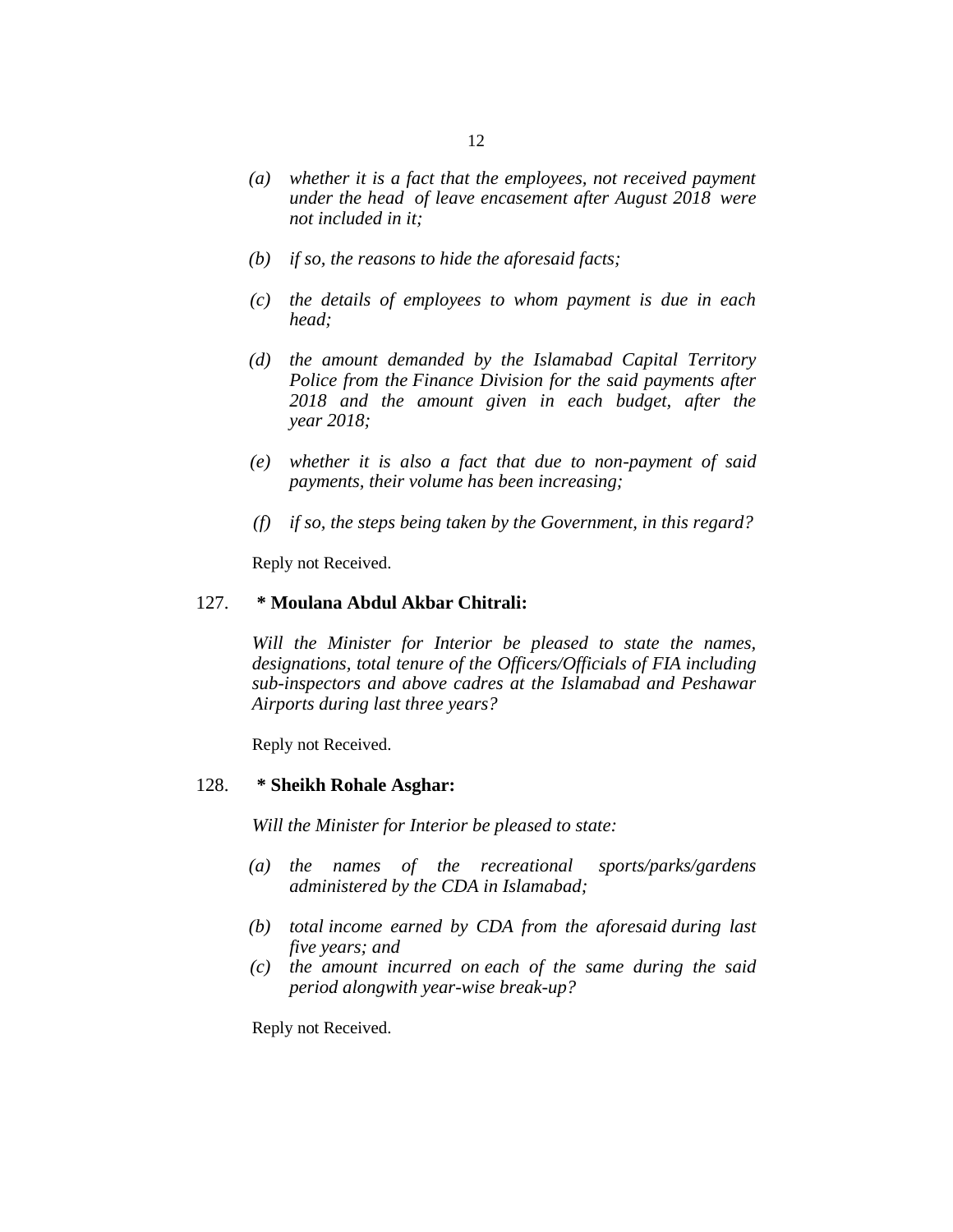- *(a) whether it is a fact that the employees, not received payment under the head of leave encasement after August 2018 were not included in it;*
- *(b) if so, the reasons to hide the aforesaid facts;*
- *(c) the details of employees to whom payment is due in each head;*
- *(d) the amount demanded by the Islamabad Capital Territory Police from the Finance Division for the said payments after 2018 and the amount given in each budget, after the year 2018;*
- *(e) whether it is also a fact that due to non-payment of said payments, their volume has been increasing;*
- *(f) if so, the steps being taken by the Government, in this regard?*

Reply not Received.

127. **\* Moulana Abdul Akbar Chitrali:**

*Will the Minister for Interior be pleased to state the names, designations, total tenure of the Officers/Officials of FIA including sub-inspectors and above cadres at the Islamabad and Peshawar Airports during last three years?*

Reply not Received.

128. **\* Sheikh Rohale Asghar:**

*Will the Minister for Interior be pleased to state:*

- *(a) the names of the recreational sports/parks/gardens administered by the CDA in Islamabad;*
- *(b) total income earned by CDA from the aforesaid during last five years; and*
- *(c) the amount incurred on each of the same during the said period alongwith year-wise break-up?*

Reply not Received.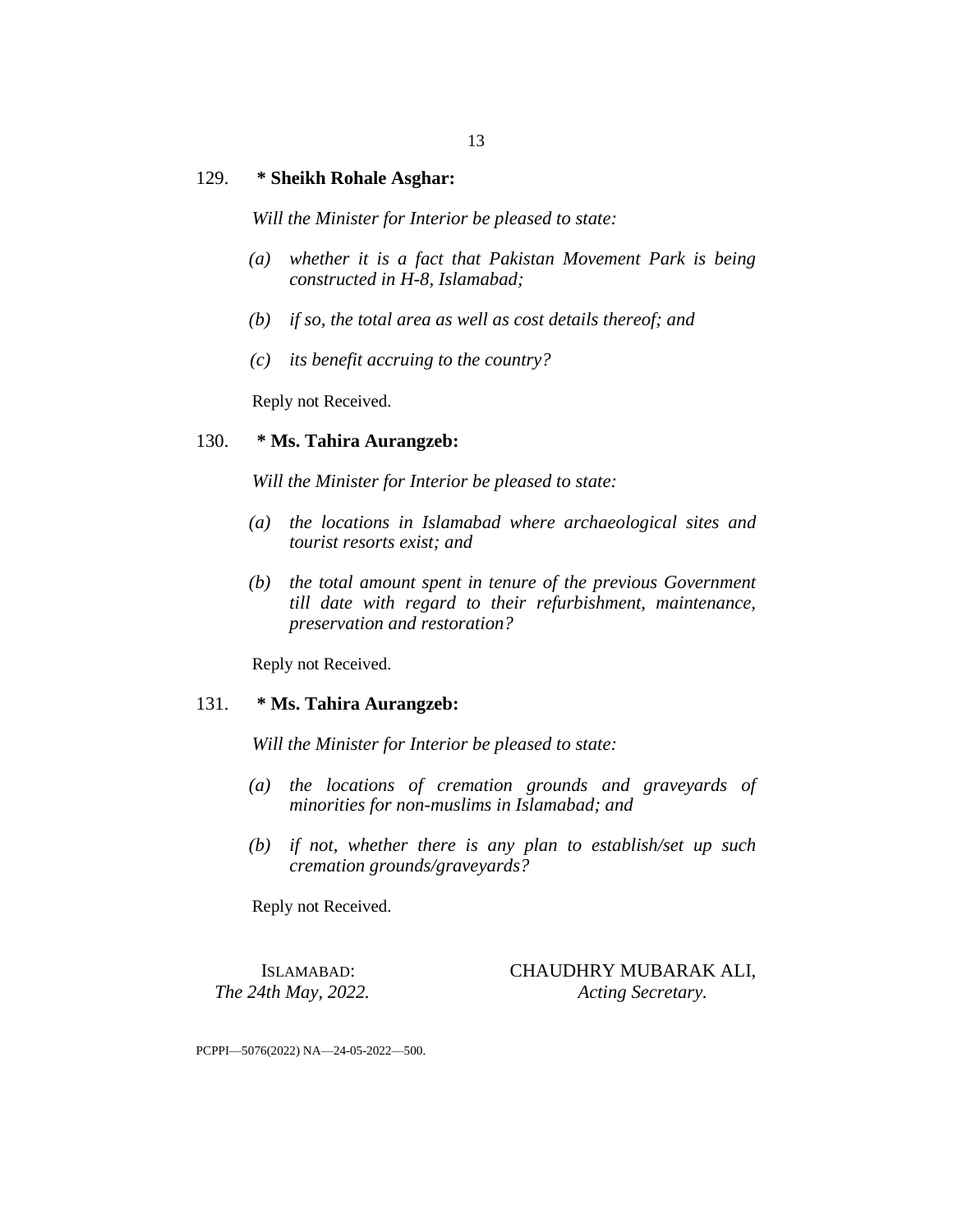129. **\* Sheikh Rohale Asghar:**

*Will the Minister for Interior be pleased to state:*

*(a) whether it is a fact that Pakistan Movement Park is being constructed in H-8, Islamabad;*

*(b) if so, the total area as well as cost details thereof; and*

*(c) its benefit accruing to the country?*

Reply not Received.

130. **\* Ms. Tahira Aurangzeb:**

*Will the Minister for Interior be pleased to state:*

*(a) the locations in Islamabad where archaeological sites and tourist resorts exist; and*

*(b) the total amount spent in tenure of the previous Government till date with regard to their refurbishment, maintenance, preservation and restoration?*

Reply not Received.

131. **\* Ms. Tahira Aurangzeb:**

*Will the Minister for Interior be pleased to state:*

*(a) the locations of cremation grounds and graveyards of minorities for non-muslims in Islamabad; and*

*(b) if not, whether there is any plan to establish/set up such cremation grounds/graveyards?*

Reply not Received.

ISLAMABAD:
*The 24th May, 2022.*

CHAUDHRY MUBARAK ALI,
*Acting Secretary.*

PCPPI—5076(2022) NA—24-05-2022—500.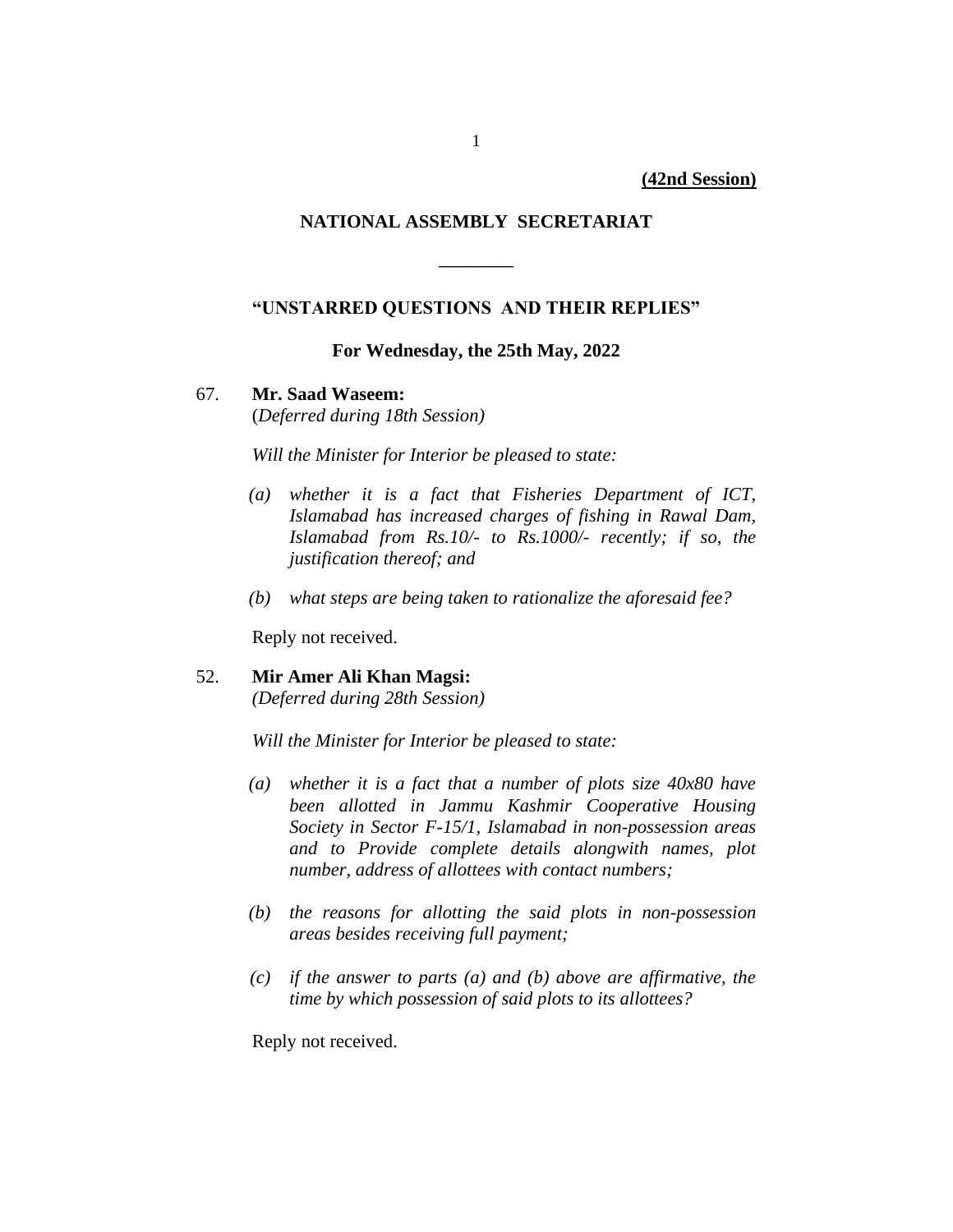**(42nd Session)**

## NATIONAL ASSEMBLY SECRETARIAT

________

### "UNSTARRED QUESTIONS AND THEIR REPLIES"

**For Wednesday, the 25th May, 2022**

67. **Mr. Saad Waseem:**
(*Deferred during 18th Session)*

*Will the Minister for Interior be pleased to state:*

*(a) whether it is a fact that Fisheries Department of ICT, Islamabad has increased charges of fishing in Rawal Dam, Islamabad from Rs.10/- to Rs.1000/- recently; if so, the justification thereof; and*

*(b) what steps are being taken to rationalize the aforesaid fee?*

Reply not received.

52. **Mir Amer Ali Khan Magsi:**
*(Deferred during 28th Session)*

*Will the Minister for Interior be pleased to state:*

*(a) whether it is a fact that a number of plots size 40x80 have been allotted in Jammu Kashmir Cooperative Housing Society in Sector F-15/1, Islamabad in non-possession areas and to Provide complete details alongwith names, plot number, address of allottees with contact numbers;*

*(b) the reasons for allotting the said plots in non-possession areas besides receiving full payment;*

*(c) if the answer to parts (a) and (b) above are affirmative, the time by which possession of said plots to its allottees?*

Reply not received.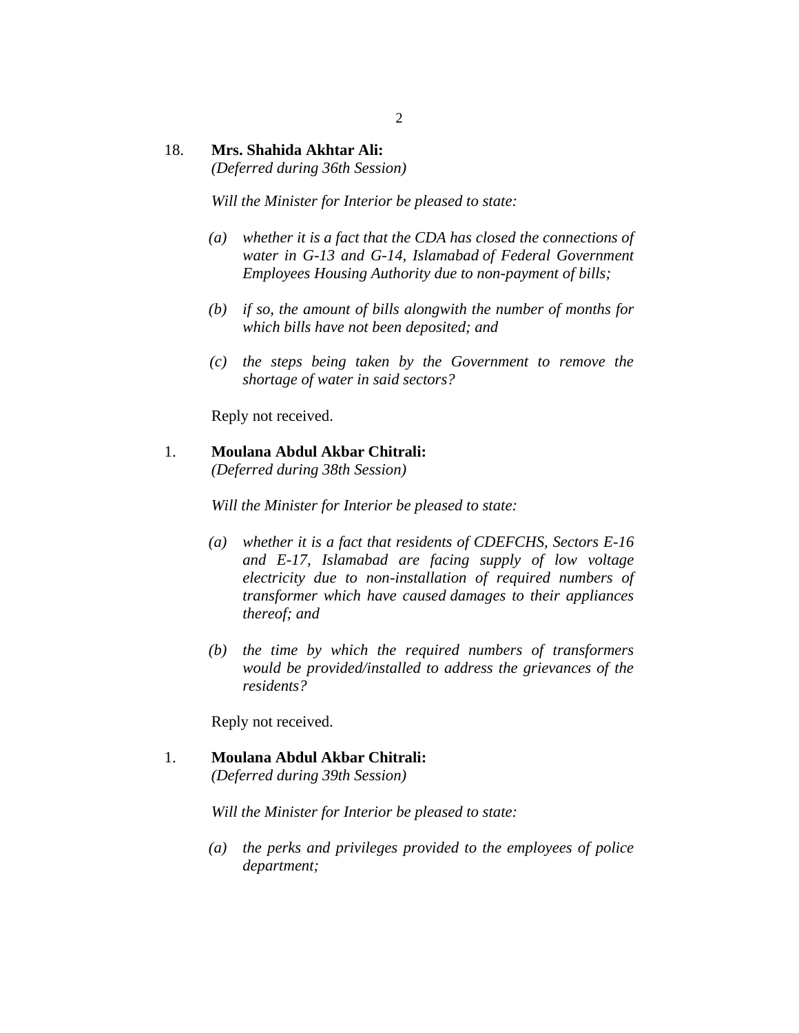18. **Mrs. Shahida Akhtar Ali:**
*(Deferred during 36th Session)*

*Will the Minister for Interior be pleased to state:*

*(a)* *whether it is a fact that the CDA has closed the connections of water in G-13 and G-14, Islamabad of Federal Government Employees Housing Authority due to non-payment of bills;*

*(b)* *if so, the amount of bills alongwith the number of months for which bills have not been deposited; and*

*(c)* *the steps being taken by the Government to remove the shortage of water in said sectors?*

Reply not received.

1. **Moulana Abdul Akbar Chitrali:**
*(Deferred during 38th Session)*

*Will the Minister for Interior be pleased to state:*

*(a)* *whether it is a fact that residents of CDEFCHS, Sectors E-16 and E-17, Islamabad are facing supply of low voltage electricity due to non-installation of required numbers of transformer which have caused damages to their appliances thereof; and*

*(b)* *the time by which the required numbers of transformers would be provided/installed to address the grievances of the residents?*

Reply not received.

1. **Moulana Abdul Akbar Chitrali:**
*(Deferred during 39th Session)*

*Will the Minister for Interior be pleased to state:*

*(a)* *the perks and privileges provided to the employees of police department;*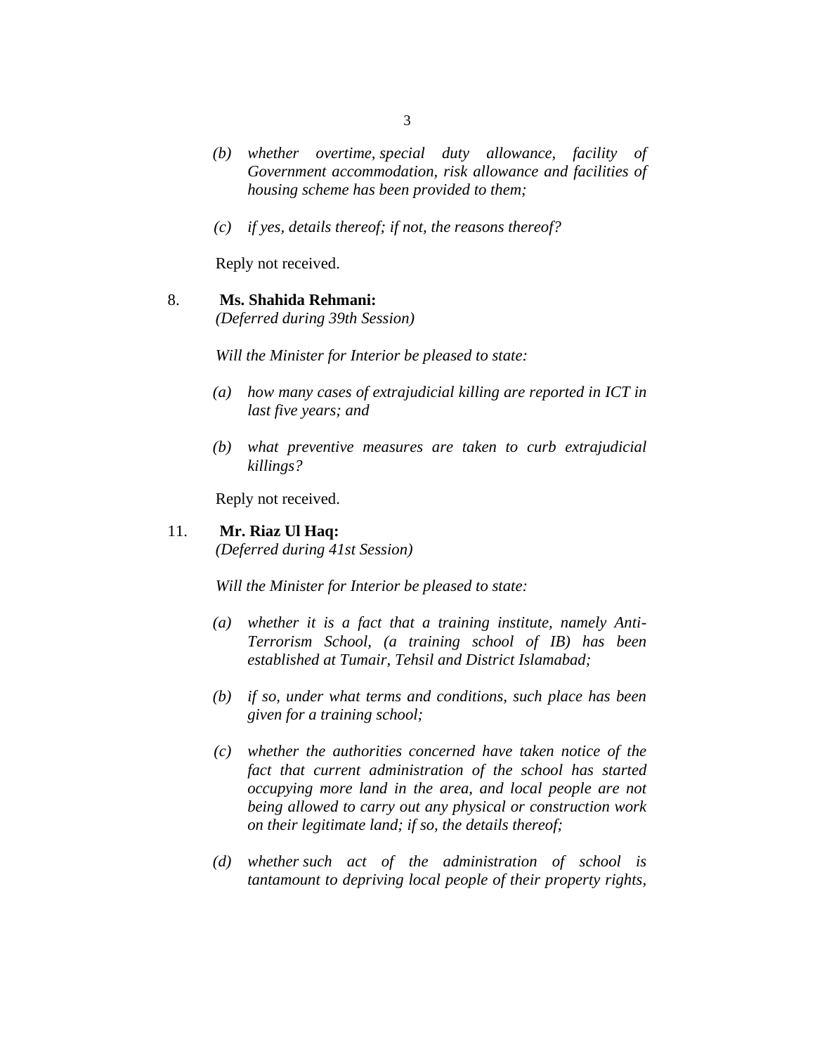*(b) whether overtime, special duty allowance, facility of Government accommodation, risk allowance and facilities of housing scheme has been provided to them;*

*(c) if yes, details thereof; if not, the reasons thereof?*

Reply not received.

8. **Ms. Shahida Rehmani:**
*(Deferred during 39th Session)*

*Will the Minister for Interior be pleased to state:*

*(a) how many cases of extrajudicial killing are reported in ICT in last five years; and*

*(b) what preventive measures are taken to curb extrajudicial killings?*

Reply not received.

11. **Mr. Riaz Ul Haq:**
*(Deferred during 41st Session)*

*Will the Minister for Interior be pleased to state:*

*(a) whether it is a fact that a training institute, namely Anti-Terrorism School, (a training school of IB) has been established at Tumair, Tehsil and District Islamabad;*

*(b) if so, under what terms and conditions, such place has been given for a training school;*

*(c) whether the authorities concerned have taken notice of the fact that current administration of the school has started occupying more land in the area, and local people are not being allowed to carry out any physical or construction work on their legitimate land; if so, the details thereof;*

*(d) whether such act of the administration of school is tantamount to depriving local people of their property rights,*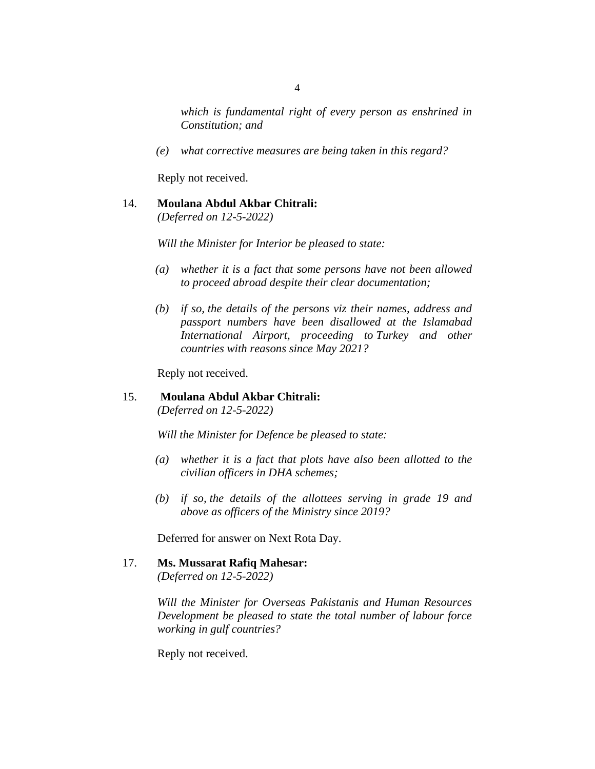*which is fundamental right of every person as enshrined in Constitution; and*

*(e) what corrective measures are being taken in this regard?*

Reply not received.

14. **Moulana Abdul Akbar Chitrali:**
*(Deferred on 12-5-2022)*

*Will the Minister for Interior be pleased to state:*

*(a) whether it is a fact that some persons have not been allowed to proceed abroad despite their clear documentation;*

*(b) if so, the details of the persons viz their names, address and passport numbers have been disallowed at the Islamabad International Airport, proceeding to Turkey and other countries with reasons since May 2021?*

Reply not received.

15. **Moulana Abdul Akbar Chitrali:**
*(Deferred on 12-5-2022)*

*Will the Minister for Defence be pleased to state:*

*(a) whether it is a fact that plots have also been allotted to the civilian officers in DHA schemes;*

*(b) if so, the details of the allottees serving in grade 19 and above as officers of the Ministry since 2019?*

Deferred for answer on Next Rota Day.

17. **Ms. Mussarat Rafiq Mahesar:**
*(Deferred on 12-5-2022)*

*Will the Minister for Overseas Pakistanis and Human Resources Development be pleased to state the total number of labour force working in gulf countries?*

Reply not received.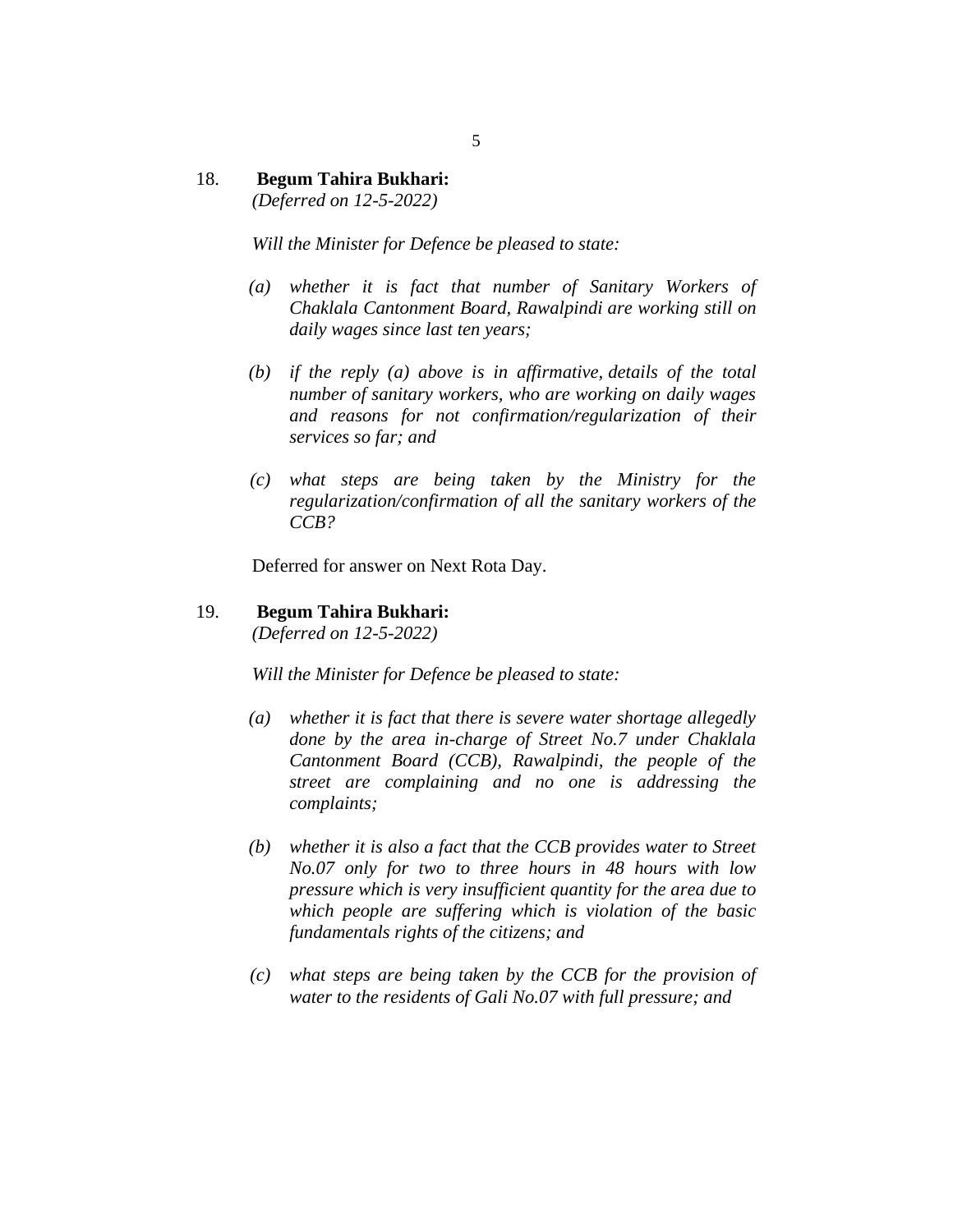18. **Begum Tahira Bukhari:**
*(Deferred on 12-5-2022)*

*Will the Minister for Defence be pleased to state:*

*(a) whether it is fact that number of Sanitary Workers of Chaklala Cantonment Board, Rawalpindi are working still on daily wages since last ten years;*

*(b) if the reply (a) above is in affirmative, details of the total number of sanitary workers, who are working on daily wages and reasons for not confirmation/regularization of their services so far; and*

*(c) what steps are being taken by the Ministry for the regularization/confirmation of all the sanitary workers of the CCB?*

Deferred for answer on Next Rota Day.

19. **Begum Tahira Bukhari:**
*(Deferred on 12-5-2022)*

*Will the Minister for Defence be pleased to state:*

*(a) whether it is fact that there is severe water shortage allegedly done by the area in-charge of Street No.7 under Chaklala Cantonment Board (CCB), Rawalpindi, the people of the street are complaining and no one is addressing the complaints;*

*(b) whether it is also a fact that the CCB provides water to Street No.07 only for two to three hours in 48 hours with low pressure which is very insufficient quantity for the area due to which people are suffering which is violation of the basic fundamentals rights of the citizens; and*

*(c) what steps are being taken by the CCB for the provision of water to the residents of Gali No.07 with full pressure; and*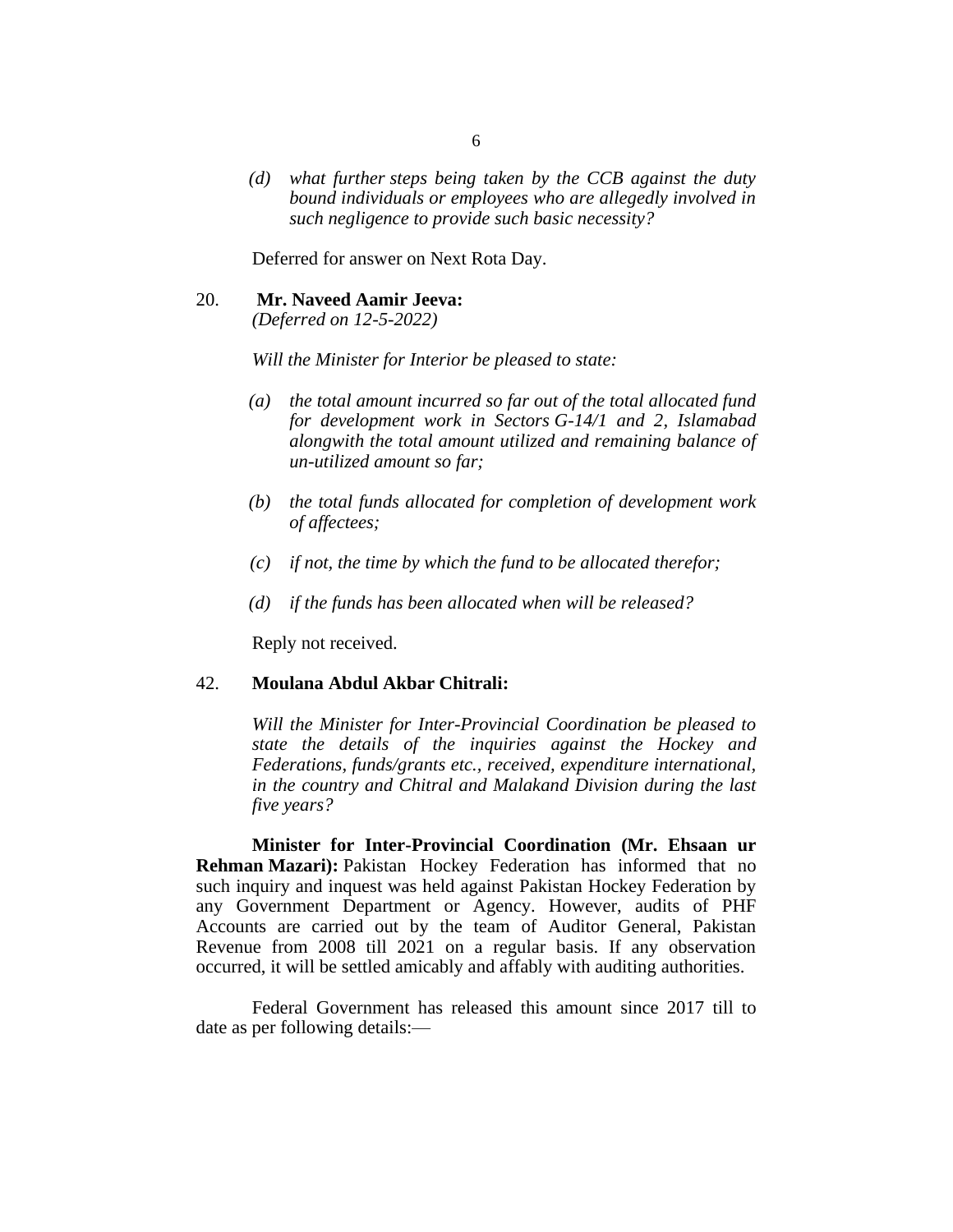*(d) what further steps being taken by the CCB against the duty bound individuals or employees who are allegedly involved in such negligence to provide such basic necessity?*

Deferred for answer on Next Rota Day.

20. **Mr. Naveed Aamir Jeeva:**
*(Deferred on 12-5-2022)*

*Will the Minister for Interior be pleased to state:*

*(a) the total amount incurred so far out of the total allocated fund for development work in Sectors G-14/1 and 2, Islamabad alongwith the total amount utilized and remaining balance of un-utilized amount so far;*

*(b) the total funds allocated for completion of development work of affectees;*

*(c) if not, the time by which the fund to be allocated therefor;*

*(d) if the funds has been allocated when will be released?*

Reply not received.

42. **Moulana Abdul Akbar Chitrali:**

*Will the Minister for Inter-Provincial Coordination be pleased to state the details of the inquiries against the Hockey and Federations, funds/grants etc., received, expenditure international, in the country and Chitral and Malakand Division during the last five years?*

**Minister for Inter-Provincial Coordination (Mr. Ehsaan ur Rehman Mazari):** Pakistan Hockey Federation has informed that no such inquiry and inquest was held against Pakistan Hockey Federation by any Government Department or Agency. However, audits of PHF Accounts are carried out by the team of Auditor General, Pakistan Revenue from 2008 till 2021 on a regular basis. If any observation occurred, it will be settled amicably and affably with auditing authorities.

Federal Government has released this amount since 2017 till to date as per following details:—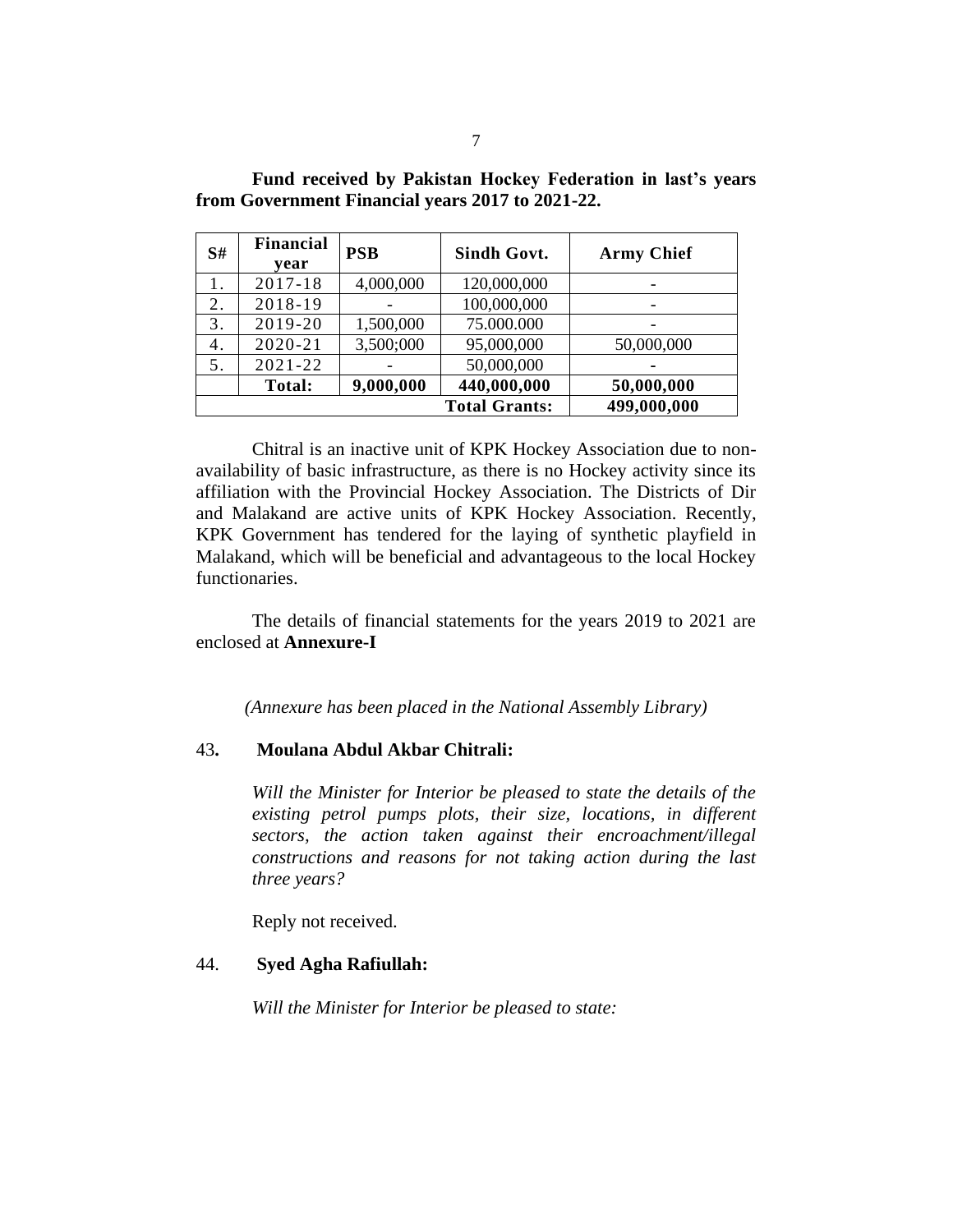**Fund received by Pakistan Hockey Federation in last's years from Government Financial years 2017 to 2021-22.**

| S# | Financial year | PSB | Sindh Govt. | Army Chief |
|---|---|---|---|---|
| 1. | 2017-18 | 4,000,000 | 120,000,000 | - |
| 2. | 2018-19 | - | 100,000,000 | - |
| 3. | 2019-20 | 1,500,000 | 75.000.000 | - |
| 4. | 2020-21 | 3,500;000 | 95,000,000 | 50,000,000 |
| 5. | 2021-22 | - | 50,000,000 | - |
| | **Total:** | **9,000,000** | **440,000,000** | **50,000,000** |
| | | | **Total Grants:** | **499,000,000** |

Chitral is an inactive unit of KPK Hockey Association due to non-availability of basic infrastructure, as there is no Hockey activity since its affiliation with the Provincial Hockey Association. The Districts of Dir and Malakand are active units of KPK Hockey Association. Recently, KPK Government has tendered for the laying of synthetic playfield in Malakand, which will be beneficial and advantageous to the local Hockey functionaries.

The details of financial statements for the years 2019 to 2021 are enclosed at **Annexure-I**

*(Annexure has been placed in the National Assembly Library)*

43**. Moulana Abdul Akbar Chitrali:**

*Will the Minister for Interior be pleased to state the details of the existing petrol pumps plots, their size, locations, in different sectors, the action taken against their encroachment/illegal constructions and reasons for not taking action during the last three years?*

Reply not received.

44. **Syed Agha Rafiullah:**

*Will the Minister for Interior be pleased to state:*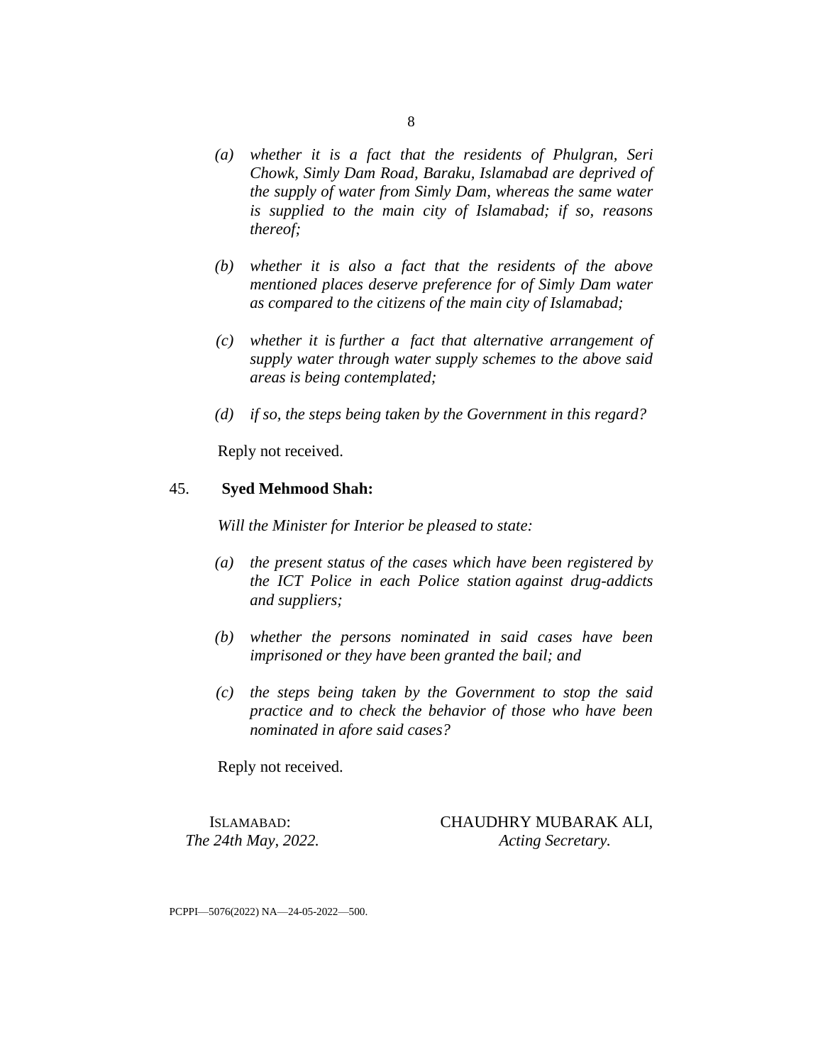*(a) whether it is a fact that the residents of Phulgran, Seri Chowk, Simly Dam Road, Baraku, Islamabad are deprived of the supply of water from Simly Dam, whereas the same water is supplied to the main city of Islamabad; if so, reasons thereof;*

*(b) whether it is also a fact that the residents of the above mentioned places deserve preference for of Simly Dam water as compared to the citizens of the main city of Islamabad;*

*(c) whether it is further a fact that alternative arrangement of supply water through water supply schemes to the above said areas is being contemplated;*

*(d) if so, the steps being taken by the Government in this regard?*

Reply not received.

45. **Syed Mehmood Shah:**

*Will the Minister for Interior be pleased to state:*

*(a) the present status of the cases which have been registered by the ICT Police in each Police station against drug-addicts and suppliers;*

*(b) whether the persons nominated in said cases have been imprisoned or they have been granted the bail; and*

*(c) the steps being taken by the Government to stop the said practice and to check the behavior of those who have been nominated in afore said cases?*

Reply not received.

ISLAMABAD:
*The 24th May, 2022.*

CHAUDHRY MUBARAK ALI,
*Acting Secretary.*

PCPPI—5076(2022) NA—24-05-2022—500.